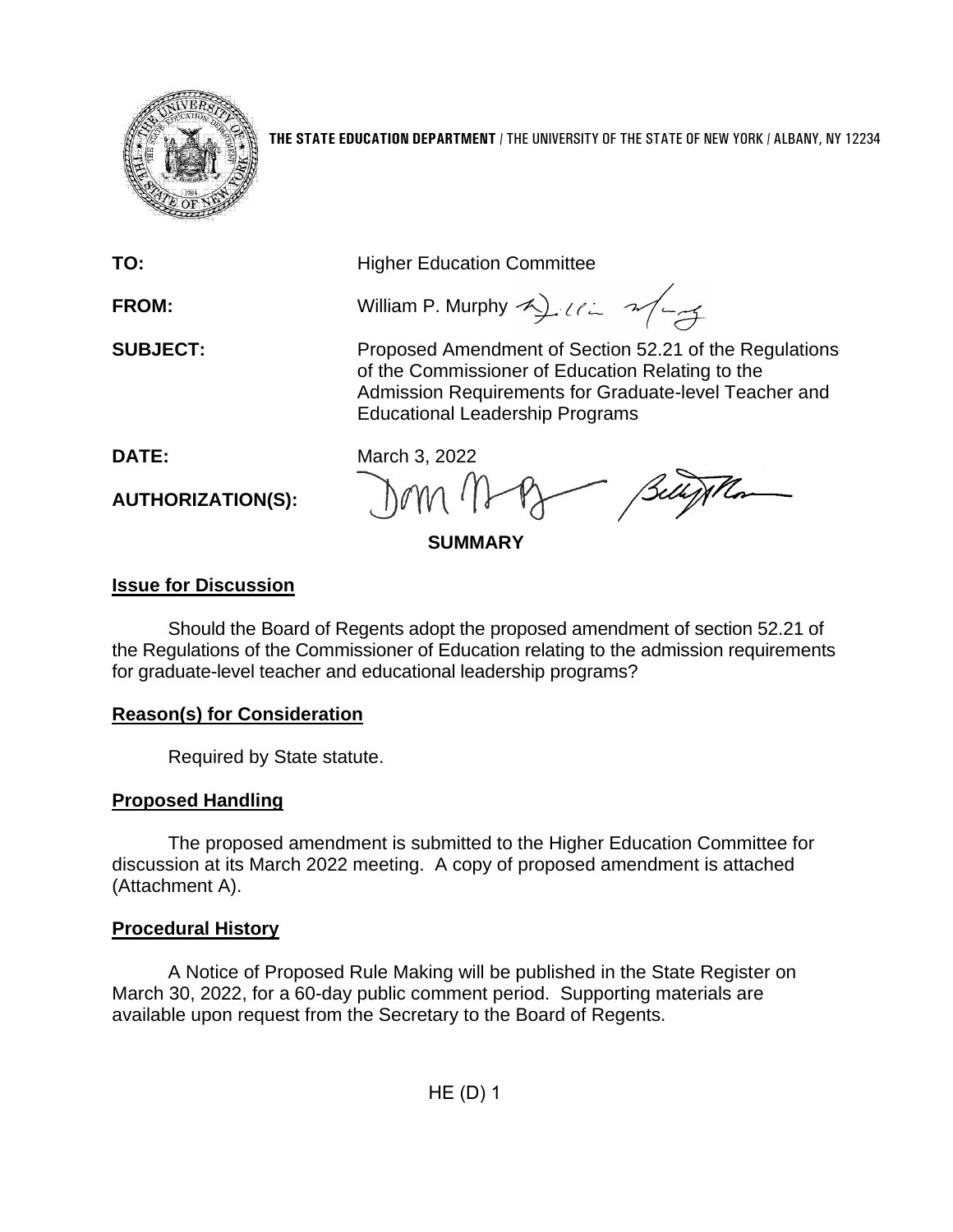**THE STATE EDUCATION DEPARTMENT** / THE UNIVERSITY OF THE STATE OF NEW YORK / ALBANY, NY 12234

**TO:** Higher Education Committee

**FROM:** William P. Murphy

**SUBJECT:** Proposed Amendment of Section 52.21 of the Regulations of the Commissioner of Education Relating to the Admission Requirements for Graduate-level Teacher and Educational Leadership Programs

**DATE:** March 3, 2022

**AUTHORIZATION(S):**

**SUMMARY**

## Issue for Discussion

Should the Board of Regents adopt the proposed amendment of section 52.21 of the Regulations of the Commissioner of Education relating to the admission requirements for graduate-level teacher and educational leadership programs?

## Reason(s) for Consideration

Required by State statute.

## Proposed Handling

The proposed amendment is submitted to the Higher Education Committee for discussion at its March 2022 meeting. A copy of proposed amendment is attached (Attachment A).

## Procedural History

A Notice of Proposed Rule Making will be published in the State Register on March 30, 2022, for a 60-day public comment period. Supporting materials are available upon request from the Secretary to the Board of Regents.

HE (D) 1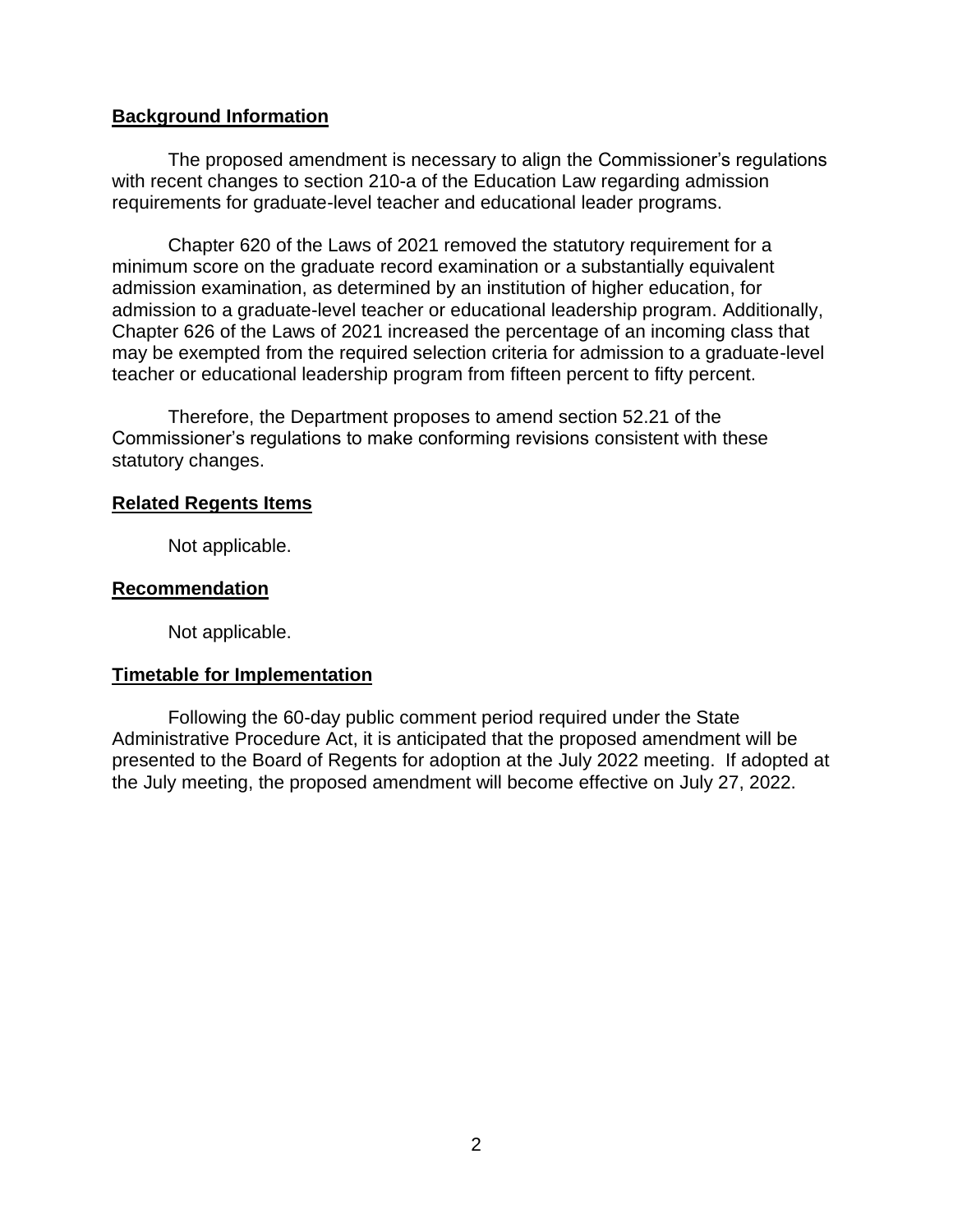## Background Information

The proposed amendment is necessary to align the Commissioner's regulations with recent changes to section 210-a of the Education Law regarding admission requirements for graduate-level teacher and educational leader programs.

Chapter 620 of the Laws of 2021 removed the statutory requirement for a minimum score on the graduate record examination or a substantially equivalent admission examination, as determined by an institution of higher education, for admission to a graduate-level teacher or educational leadership program. Additionally, Chapter 626 of the Laws of 2021 increased the percentage of an incoming class that may be exempted from the required selection criteria for admission to a graduate-level teacher or educational leadership program from fifteen percent to fifty percent.

Therefore, the Department proposes to amend section 52.21 of the Commissioner's regulations to make conforming revisions consistent with these statutory changes.

## Related Regents Items

Not applicable.

## Recommendation

Not applicable.

## Timetable for Implementation

Following the 60-day public comment period required under the State Administrative Procedure Act, it is anticipated that the proposed amendment will be presented to the Board of Regents for adoption at the July 2022 meeting. If adopted at the July meeting, the proposed amendment will become effective on July 27, 2022.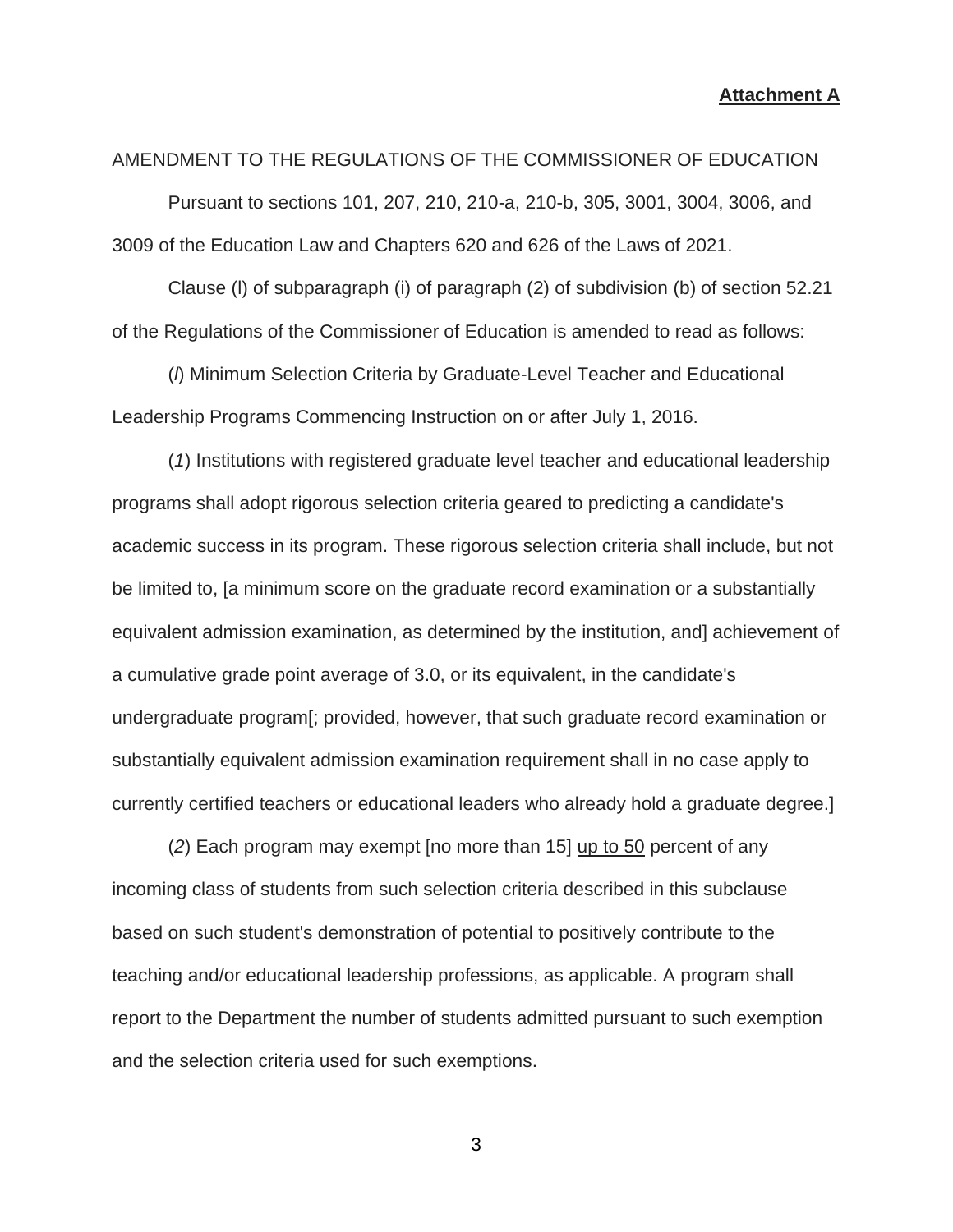**Attachment A**

AMENDMENT TO THE REGULATIONS OF THE COMMISSIONER OF EDUCATION

Pursuant to sections 101, 207, 210, 210-a, 210-b, 305, 3001, 3004, 3006, and 3009 of the Education Law and Chapters 620 and 626 of the Laws of 2021.

Clause (l) of subparagraph (i) of paragraph (2) of subdivision (b) of section 52.21 of the Regulations of the Commissioner of Education is amended to read as follows:

(*l*) Minimum Selection Criteria by Graduate-Level Teacher and Educational Leadership Programs Commencing Instruction on or after July 1, 2016.

(*1*) Institutions with registered graduate level teacher and educational leadership programs shall adopt rigorous selection criteria geared to predicting a candidate's academic success in its program. These rigorous selection criteria shall include, but not be limited to, [a minimum score on the graduate record examination or a substantially equivalent admission examination, as determined by the institution, and] achievement of a cumulative grade point average of 3.0, or its equivalent, in the candidate's undergraduate program[; provided, however, that such graduate record examination or substantially equivalent admission examination requirement shall in no case apply to currently certified teachers or educational leaders who already hold a graduate degree.]

(*2*) Each program may exempt [no more than 15] <u>up to 50</u> percent of any incoming class of students from such selection criteria described in this subclause based on such student's demonstration of potential to positively contribute to the teaching and/or educational leadership professions, as applicable. A program shall report to the Department the number of students admitted pursuant to such exemption and the selection criteria used for such exemptions.